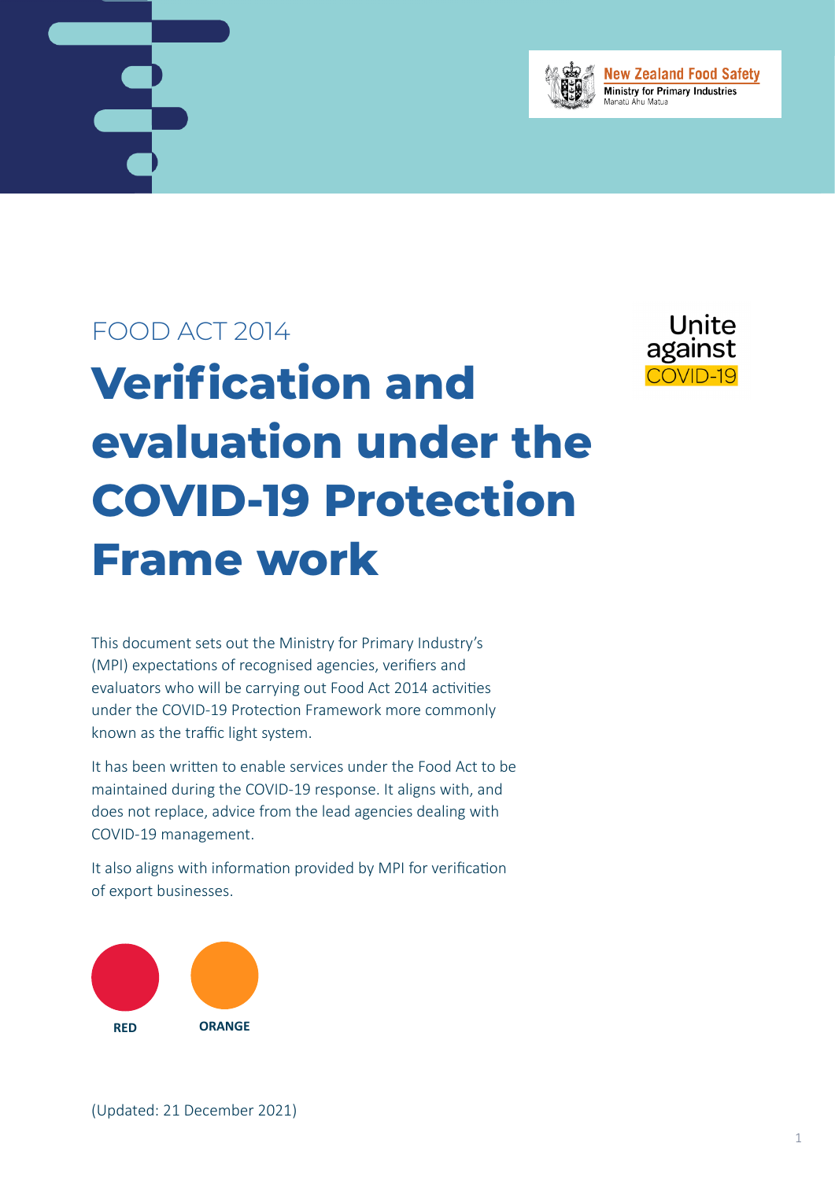New Zealand Food Safety
Ministry for Primary Industries
Manatū Ahu Matua

FOOD ACT 2014

# Verification and evaluation under the COVID-19 Protection Frame work

Unite against COVID-19

This document sets out the Ministry for Primary Industry's (MPI) expectations of recognised agencies, verifiers and evaluators who will be carrying out Food Act 2014 activities under the COVID-19 Protection Framework more commonly known as the traffic light system.

It has been written to enable services under the Food Act to be maintained during the COVID-19 response. It aligns with, and does not replace, advice from the lead agencies dealing with COVID-19 management.

It also aligns with information provided by MPI for verification of export businesses.

RED ORANGE

(Updated: 21 December 2021)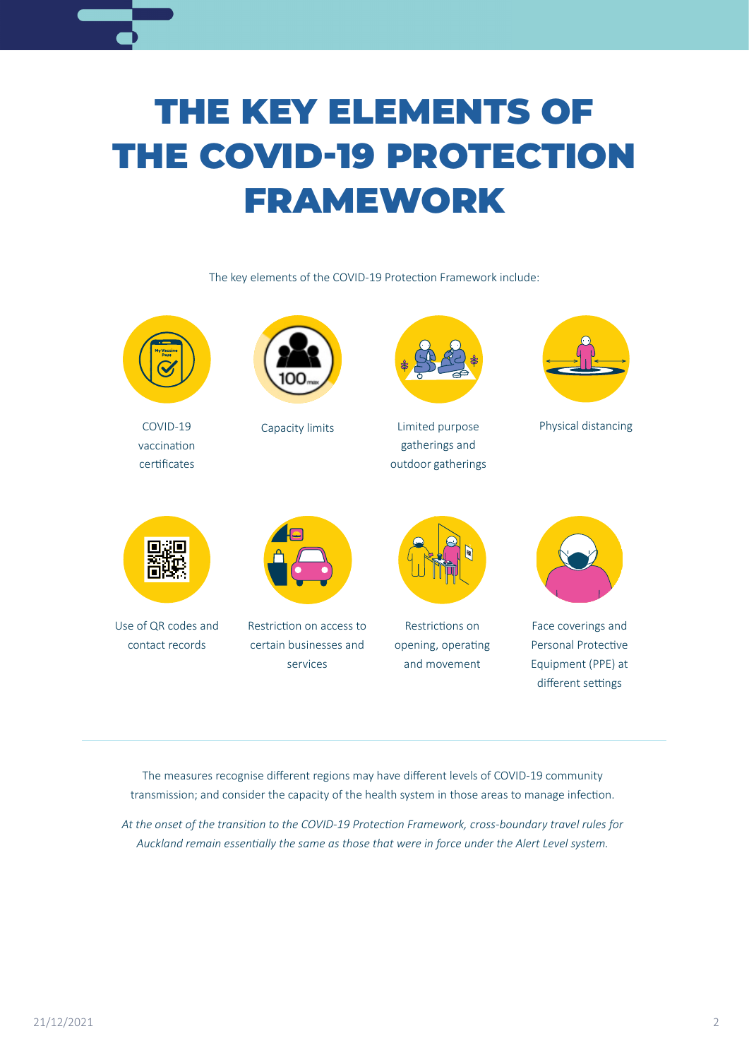# THE KEY ELEMENTS OF THE COVID-19 PROTECTION FRAMEWORK

The key elements of the COVID-19 Protection Framework include:

- COVID-19 vaccination certificates
- Capacity limits
- Limited purpose gatherings and outdoor gatherings
- Physical distancing
- Use of QR codes and contact records
- Restriction on access to certain businesses and services
- Restrictions on opening, operating and movement
- Face coverings and Personal Protective Equipment (PPE) at different settings

---

The measures recognise different regions may have different levels of COVID-19 community transmission; and consider the capacity of the health system in those areas to manage infection.

*At the onset of the transition to the COVID-19 Protection Framework, cross-boundary travel rules for Auckland remain essentially the same as those that were in force under the Alert Level system.*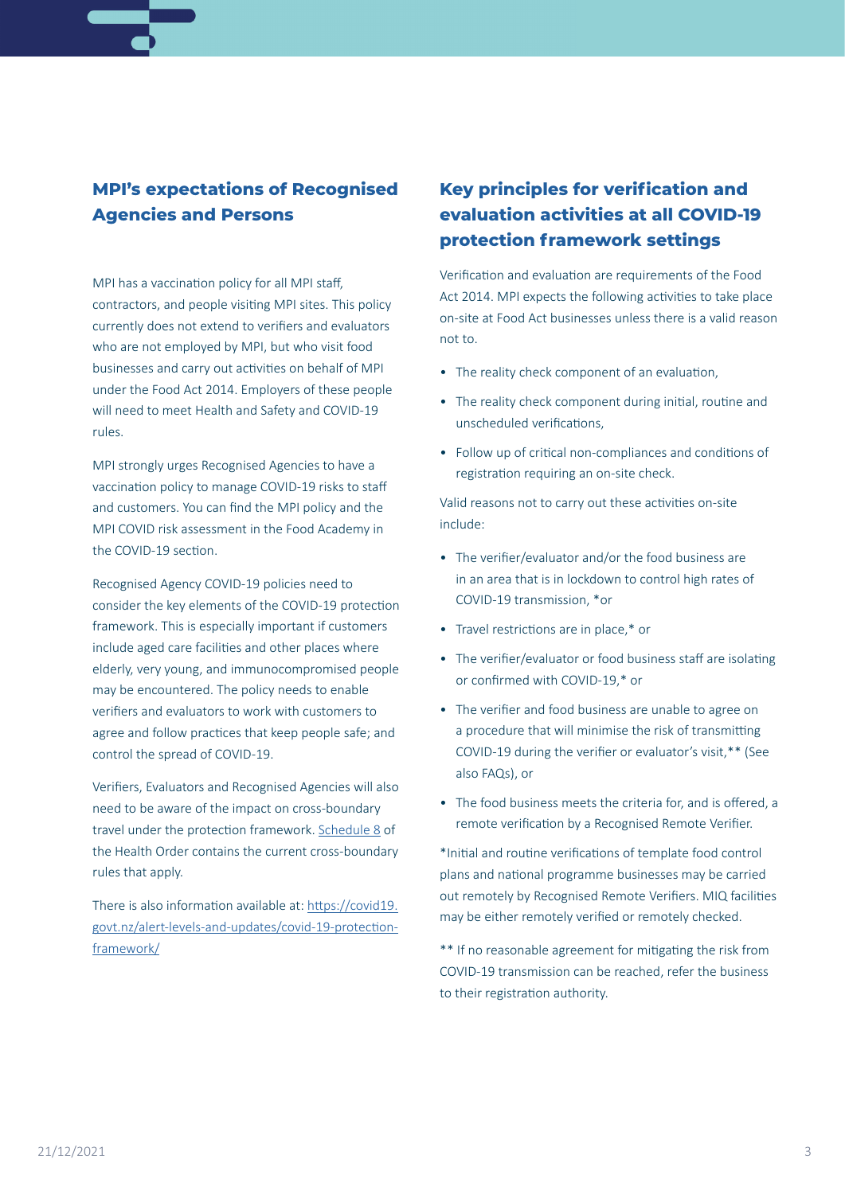## MPI's expectations of Recognised Agencies and Persons

MPI has a vaccination policy for all MPI staff, contractors, and people visiting MPI sites. This policy currently does not extend to verifiers and evaluators who are not employed by MPI, but who visit food businesses and carry out activities on behalf of MPI under the Food Act 2014. Employers of these people will need to meet Health and Safety and COVID-19 rules.

MPI strongly urges Recognised Agencies to have a vaccination policy to manage COVID-19 risks to staff and customers. You can find the MPI policy and the MPI COVID risk assessment in the Food Academy in the COVID-19 section.

Recognised Agency COVID-19 policies need to consider the key elements of the COVID-19 protection framework. This is especially important if customers include aged care facilities and other places where elderly, very young, and immunocompromised people may be encountered. The policy needs to enable verifiers and evaluators to work with customers to agree and follow practices that keep people safe; and control the spread of COVID-19.

Verifiers, Evaluators and Recognised Agencies will also need to be aware of the impact on cross-boundary travel under the protection framework. [Schedule 8](#) of the Health Order contains the current cross-boundary rules that apply.

There is also information available at: [https://covid19.govt.nz/alert-levels-and-updates/covid-19-protection-framework/](https://covid19.govt.nz/alert-levels-and-updates/covid-19-protection-framework/)

## Key principles for verification and evaluation activities at all COVID-19 protection framework settings

Verification and evaluation are requirements of the Food Act 2014. MPI expects the following activities to take place on-site at Food Act businesses unless there is a valid reason not to.

- The reality check component of an evaluation,
- The reality check component during initial, routine and unscheduled verifications,
- Follow up of critical non-compliances and conditions of registration requiring an on-site check.

Valid reasons not to carry out these activities on-site include:

- The verifier/evaluator and/or the food business are in an area that is in lockdown to control high rates of COVID-19 transmission, *or
- Travel restrictions are in place,* or
- The verifier/evaluator or food business staff are isolating or confirmed with COVID-19,* or
- The verifier and food business are unable to agree on a procedure that will minimise the risk of transmitting COVID-19 during the verifier or evaluator's visit,** (See also FAQs), or
- The food business meets the criteria for, and is offered, a remote verification by a Recognised Remote Verifier.

*Initial and routine verifications of template food control plans and national programme businesses may be carried out remotely by Recognised Remote Verifiers. MIQ facilities may be either remotely verified or remotely checked.

** If no reasonable agreement for mitigating the risk from COVID-19 transmission can be reached, refer the business to their registration authority.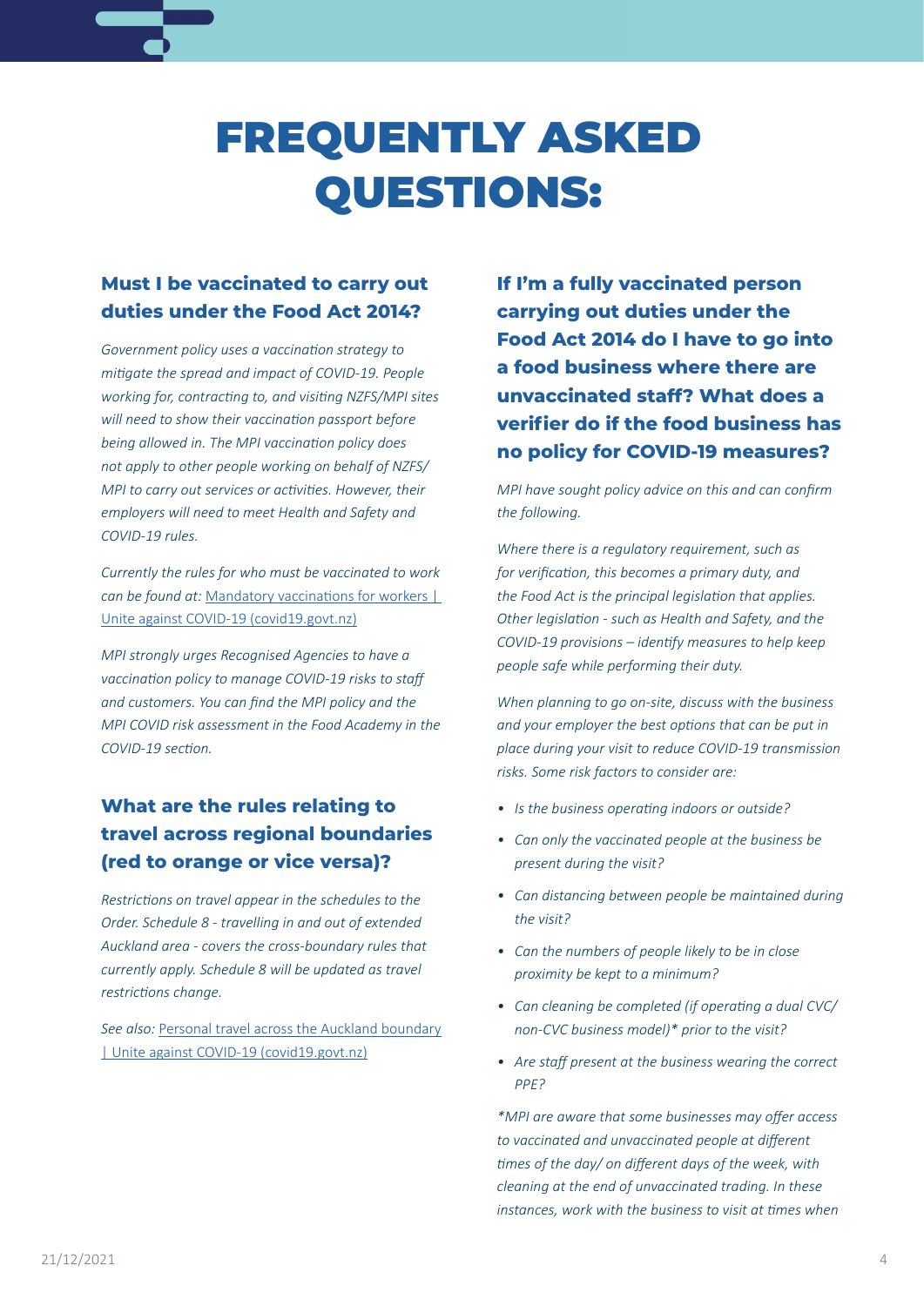# FREQUENTLY ASKED QUESTIONS:

### Must I be vaccinated to carry out duties under the Food Act 2014?

*Government policy uses a vaccination strategy to mitigate the spread and impact of COVID-19. People working for, contracting to, and visiting NZFS/MPI sites will need to show their vaccination passport before being allowed in. The MPI vaccination policy does not apply to other people working on behalf of NZFS/MPI to carry out services or activities. However, their employers will need to meet Health and Safety and COVID-19 rules.*

*Currently the rules for who must be vaccinated to work can be found at:* Mandatory vaccinations for workers | Unite against COVID-19 (covid19.govt.nz)

*MPI strongly urges Recognised Agencies to have a vaccination policy to manage COVID-19 risks to staff and customers. You can find the MPI policy and the MPI COVID risk assessment in the Food Academy in the COVID-19 section.*

### What are the rules relating to travel across regional boundaries (red to orange or vice versa)?

*Restrictions on travel appear in the schedules to the Order. Schedule 8 - travelling in and out of extended Auckland area - covers the cross-boundary rules that currently apply. Schedule 8 will be updated as travel restrictions change.*

*See also:* Personal travel across the Auckland boundary | Unite against COVID-19 (covid19.govt.nz)

### If I'm a fully vaccinated person carrying out duties under the Food Act 2014 do I have to go into a food business where there are unvaccinated staff? What does a verifier do if the food business has no policy for COVID-19 measures?

*MPI have sought policy advice on this and can confirm the following.*

*Where there is a regulatory requirement, such as for verification, this becomes a primary duty, and the Food Act is the principal legislation that applies. Other legislation - such as Health and Safety, and the COVID-19 provisions – identify measures to help keep people safe while performing their duty.*

*When planning to go on-site, discuss with the business and your employer the best options that can be put in place during your visit to reduce COVID-19 transmission risks. Some risk factors to consider are:*

- *Is the business operating indoors or outside?*
- *Can only the vaccinated people at the business be present during the visit?*
- *Can distancing between people be maintained during the visit?*
- *Can the numbers of people likely to be in close proximity be kept to a minimum?*
- *Can cleaning be completed (if operating a dual CVC/ non-CVC business model)* prior to the visit?*
- *Are staff present at the business wearing the correct PPE?*

**MPI are aware that some businesses may offer access to vaccinated and unvaccinated people at different times of the day/ on different days of the week, with cleaning at the end of unvaccinated trading. In these instances, work with the business to visit at times when*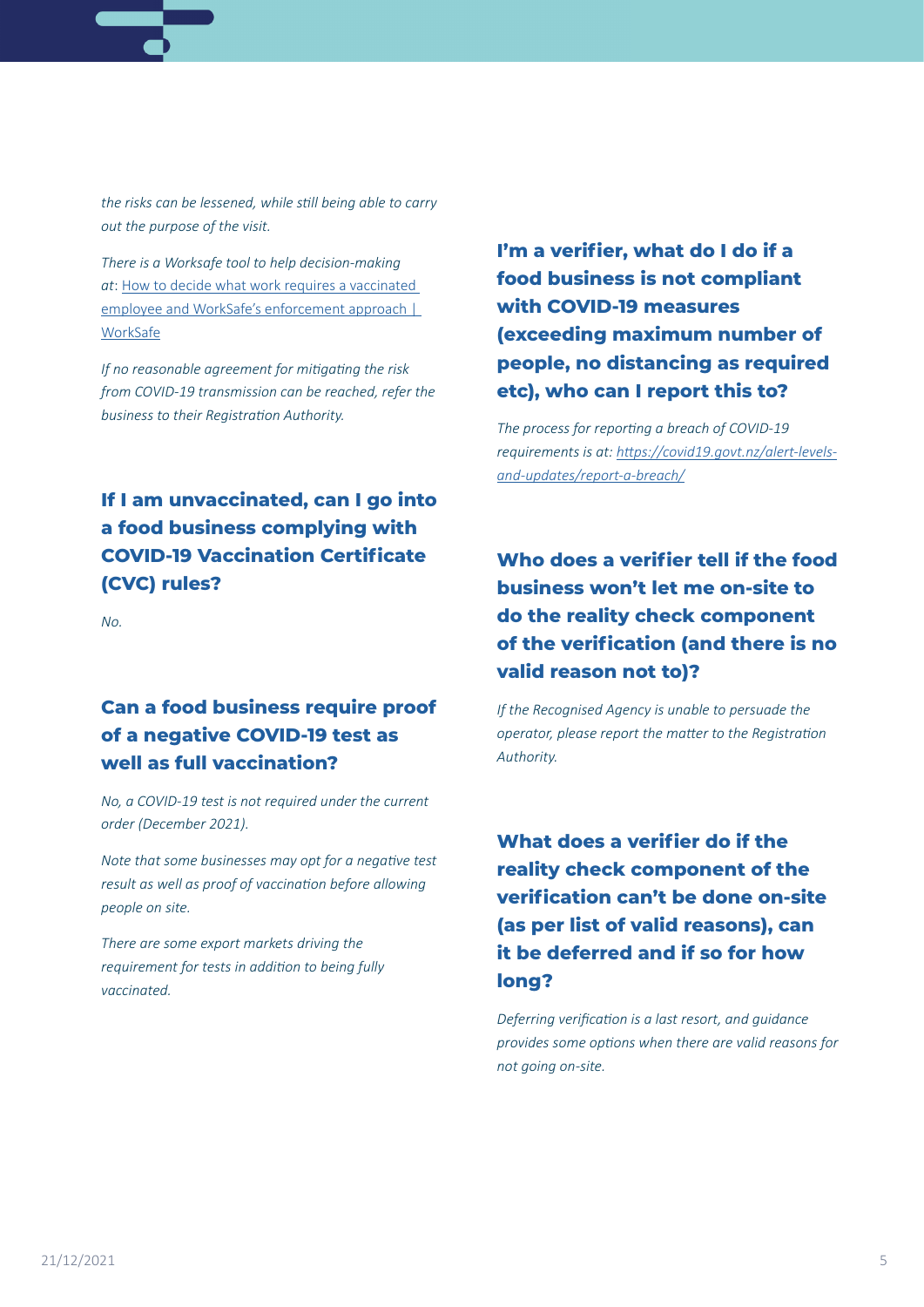*the risks can be lessened, while still being able to carry out the purpose of the visit.*

*There is a Worksafe tool to help decision-making at*: [How to decide what work requires a vaccinated employee and WorkSafe's enforcement approach | WorkSafe]()

*If no reasonable agreement for mitigating the risk from COVID-19 transmission can be reached, refer the business to their Registration Authority.*

## If I am unvaccinated, can I go into a food business complying with COVID-19 Vaccination Certificate (CVC) rules?

*No.*

## Can a food business require proof of a negative COVID-19 test as well as full vaccination?

*No, a COVID-19 test is not required under the current order (December 2021).*

*Note that some businesses may opt for a negative test result as well as proof of vaccination before allowing people on site.*

*There are some export markets driving the requirement for tests in addition to being fully vaccinated.*

## I'm a verifier, what do I do if a food business is not compliant with COVID-19 measures (exceeding maximum number of people, no distancing as required etc), who can I report this to?

*The process for reporting a breach of COVID-19 requirements is at: [https://covid19.govt.nz/alert-levels-and-updates/report-a-breach/](https://covid19.govt.nz/alert-levels-and-updates/report-a-breach/)*

## Who does a verifier tell if the food business won't let me on-site to do the reality check component of the verification (and there is no valid reason not to)?

*If the Recognised Agency is unable to persuade the operator, please report the matter to the Registration Authority.*

## What does a verifier do if the reality check component of the verification can't be done on-site (as per list of valid reasons), can it be deferred and if so for how long?

*Deferring verification is a last resort, and guidance provides some options when there are valid reasons for not going on-site.*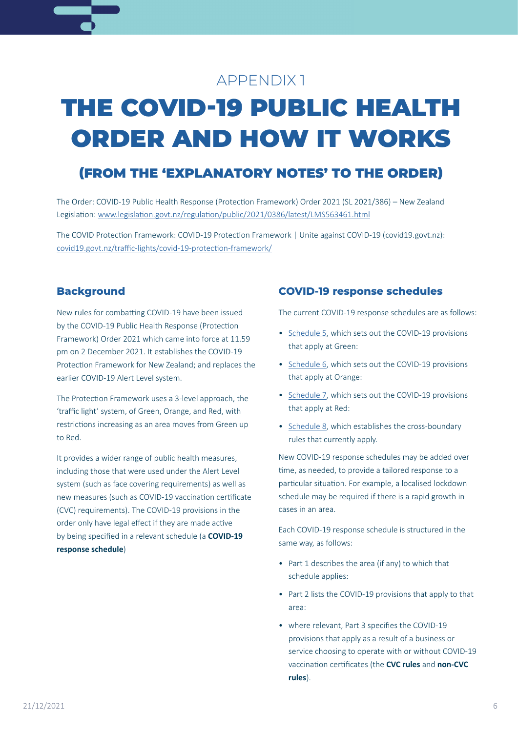APPENDIX 1

# THE COVID-19 PUBLIC HEALTH ORDER AND HOW IT WORKS

## (FROM THE 'EXPLANATORY NOTES' TO THE ORDER)

The Order: COVID-19 Public Health Response (Protection Framework) Order 2021 (SL 2021/386) – New Zealand Legislation: [www.legislation.govt.nz/regulation/public/2021/0386/latest/LMS563461.html](http://www.legislation.govt.nz/regulation/public/2021/0386/latest/LMS563461.html)

The COVID Protection Framework: COVID-19 Protection Framework | Unite against COVID-19 (covid19.govt.nz): [covid19.govt.nz/traffic-lights/covid-19-protection-framework/](https://covid19.govt.nz/traffic-lights/covid-19-protection-framework/)

### Background

New rules for combatting COVID-19 have been issued by the COVID-19 Public Health Response (Protection Framework) Order 2021 which came into force at 11.59 pm on 2 December 2021. It establishes the COVID-19 Protection Framework for New Zealand; and replaces the earlier COVID-19 Alert Level system.

The Protection Framework uses a 3-level approach, the 'traffic light' system, of Green, Orange, and Red, with restrictions increasing as an area moves from Green up to Red.

It provides a wider range of public health measures, including those that were used under the Alert Level system (such as face covering requirements) as well as new measures (such as COVID-19 vaccination certificate (CVC) requirements). The COVID-19 provisions in the order only have legal effect if they are made active by being specified in a relevant schedule (a **COVID-19 response schedule**)

### COVID-19 response schedules

The current COVID-19 response schedules are as follows:

- Schedule 5, which sets out the COVID-19 provisions that apply at Green:
- Schedule 6, which sets out the COVID-19 provisions that apply at Orange:
- Schedule 7, which sets out the COVID-19 provisions that apply at Red:
- Schedule 8, which establishes the cross-boundary rules that currently apply.

New COVID-19 response schedules may be added over time, as needed, to provide a tailored response to a particular situation. For example, a localised lockdown schedule may be required if there is a rapid growth in cases in an area.

Each COVID-19 response schedule is structured in the same way, as follows:

- Part 1 describes the area (if any) to which that schedule applies:
- Part 2 lists the COVID-19 provisions that apply to that area:
- where relevant, Part 3 specifies the COVID-19 provisions that apply as a result of a business or service choosing to operate with or without COVID-19 vaccination certificates (the **CVC rules** and **non-CVC rules**).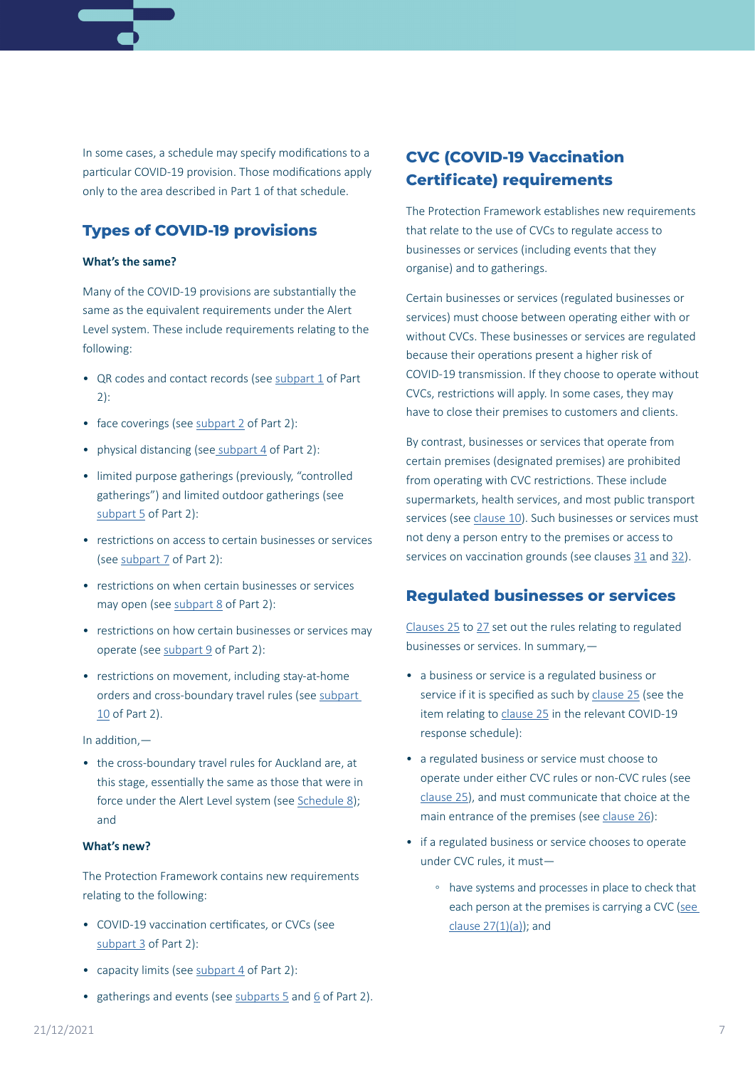In some cases, a schedule may specify modifications to a particular COVID-19 provision. Those modifications apply only to the area described in Part 1 of that schedule.

## Types of COVID-19 provisions

**What's the same?**

Many of the COVID-19 provisions are substantially the same as the equivalent requirements under the Alert Level system. These include requirements relating to the following:

- QR codes and contact records (see subpart 1 of Part 2):
- face coverings (see subpart 2 of Part 2):
- physical distancing (see subpart 4 of Part 2):
- limited purpose gatherings (previously, "controlled gatherings") and limited outdoor gatherings (see subpart 5 of Part 2):
- restrictions on access to certain businesses or services (see subpart 7 of Part 2):
- restrictions on when certain businesses or services may open (see subpart 8 of Part 2):
- restrictions on how certain businesses or services may operate (see subpart 9 of Part 2):
- restrictions on movement, including stay-at-home orders and cross-boundary travel rules (see subpart 10 of Part 2).

In addition,—

- the cross-boundary travel rules for Auckland are, at this stage, essentially the same as those that were in force under the Alert Level system (see Schedule 8); and

**What's new?**

The Protection Framework contains new requirements relating to the following:

- COVID-19 vaccination certificates, or CVCs (see subpart 3 of Part 2):
- capacity limits (see subpart 4 of Part 2):
- gatherings and events (see subparts 5 and 6 of Part 2).

## CVC (COVID-19 Vaccination Certificate) requirements

The Protection Framework establishes new requirements that relate to the use of CVCs to regulate access to businesses or services (including events that they organise) and to gatherings.

Certain businesses or services (regulated businesses or services) must choose between operating either with or without CVCs. These businesses or services are regulated because their operations present a higher risk of COVID-19 transmission. If they choose to operate without CVCs, restrictions will apply. In some cases, they may have to close their premises to customers and clients.

By contrast, businesses or services that operate from certain premises (designated premises) are prohibited from operating with CVC restrictions. These include supermarkets, health services, and most public transport services (see clause 10). Such businesses or services must not deny a person entry to the premises or access to services on vaccination grounds (see clauses 31 and 32).

## Regulated businesses or services

Clauses 25 to 27 set out the rules relating to regulated businesses or services. In summary,—

- a business or service is a regulated business or service if it is specified as such by clause 25 (see the item relating to clause 25 in the relevant COVID-19 response schedule):
- a regulated business or service must choose to operate under either CVC rules or non-CVC rules (see clause 25), and must communicate that choice at the main entrance of the premises (see clause 26):
- if a regulated business or service chooses to operate under CVC rules, it must—
  - have systems and processes in place to check that each person at the premises is carrying a CVC (see clause 27(1)(a)); and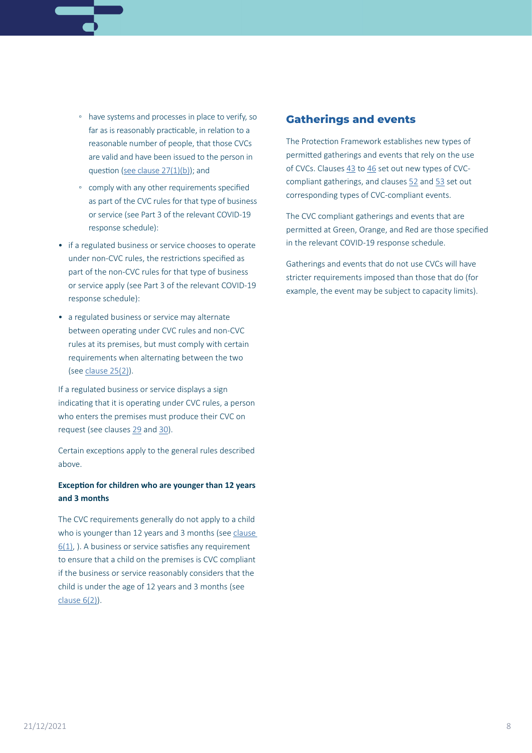- have systems and processes in place to verify, so far as is reasonably practicable, in relation to a reasonable number of people, that those CVCs are valid and have been issued to the person in question (see clause 27(1)(b)); and
  - comply with any other requirements specified as part of the CVC rules for that type of business or service (see Part 3 of the relevant COVID-19 response schedule):
- if a regulated business or service chooses to operate under non-CVC rules, the restrictions specified as part of the non-CVC rules for that type of business or service apply (see Part 3 of the relevant COVID-19 response schedule):
- a regulated business or service may alternate between operating under CVC rules and non-CVC rules at its premises, but must comply with certain requirements when alternating between the two (see clause 25(2)).

If a regulated business or service displays a sign indicating that it is operating under CVC rules, a person who enters the premises must produce their CVC on request (see clauses 29 and 30).

Certain exceptions apply to the general rules described above.

**Exception for children who are younger than 12 years and 3 months**

The CVC requirements generally do not apply to a child who is younger than 12 years and 3 months (see clause 6(1), ). A business or service satisfies any requirement to ensure that a child on the premises is CVC compliant if the business or service reasonably considers that the child is under the age of 12 years and 3 months (see clause 6(2)).

## Gatherings and events

The Protection Framework establishes new types of permitted gatherings and events that rely on the use of CVCs. Clauses 43 to 46 set out new types of CVC-compliant gatherings, and clauses 52 and 53 set out corresponding types of CVC-compliant events.

The CVC compliant gatherings and events that are permitted at Green, Orange, and Red are those specified in the relevant COVID-19 response schedule.

Gatherings and events that do not use CVCs will have stricter requirements imposed than those that do (for example, the event may be subject to capacity limits).